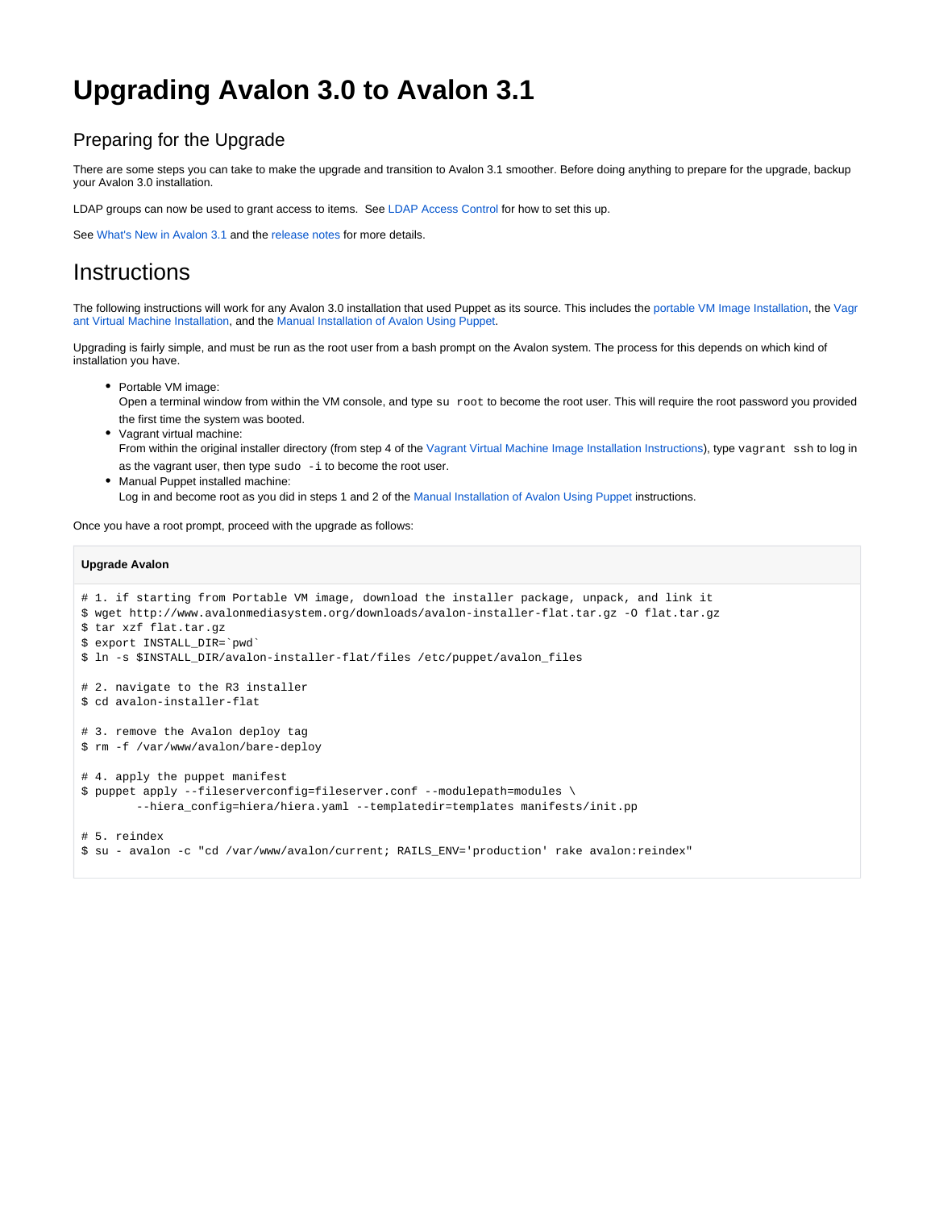# Upgrading Avalon 3.0 to Avalon 3.1

## Preparing for the Upgrade

There are some steps you can take to make the upgrade and transition to Avalon 3.1 smoother. Before doing anything to prepare for the upgrade, backup your Avalon 3.0 installation.

LDAP groups can now be used to grant access to items.  See LDAP Access Control for how to set this up.

See What's New in Avalon 3.1 and the release notes for more details.

# Instructions

The following instructions will work for any Avalon 3.0 installation that used Puppet as its source. This includes the portable VM Image Installation, the Vagrant Virtual Machine Installation, and the Manual Installation of Avalon Using Puppet.

Upgrading is fairly simple, and must be run as the root user from a bash prompt on the Avalon system. The process for this depends on which kind of installation you have.

- Portable VM image:
  Open a terminal window from within the VM console, and type `su root` to become the root user. This will require the root password you provided the first time the system was booted.
- Vagrant virtual machine:
  From within the original installer directory (from step 4 of the Vagrant Virtual Machine Image Installation Instructions), type `vagrant ssh` to log in as the vagrant user, then type `sudo -i` to become the root user.
- Manual Puppet installed machine:
  Log in and become root as you did in steps 1 and 2 of the Manual Installation of Avalon Using Puppet instructions.

Once you have a root prompt, proceed with the upgrade as follows:

**Upgrade Avalon**

```
# 1. if starting from Portable VM image, download the installer package, unpack, and link it
$ wget http://www.avalonmediasystem.org/downloads/avalon-installer-flat.tar.gz -O flat.tar.gz
$ tar xzf flat.tar.gz
$ export INSTALL_DIR=`pwd`
$ ln -s $INSTALL_DIR/avalon-installer-flat/files /etc/puppet/avalon_files

# 2. navigate to the R3 installer
$ cd avalon-installer-flat

# 3. remove the Avalon deploy tag
$ rm -f /var/www/avalon/bare-deploy

# 4. apply the puppet manifest
$ puppet apply --fileserverconfig=fileserver.conf --modulepath=modules \
        --hiera_config=hiera/hiera.yaml --templatedir=templates manifests/init.pp

# 5. reindex
$ su - avalon -c "cd /var/www/avalon/current; RAILS_ENV='production' rake avalon:reindex"
```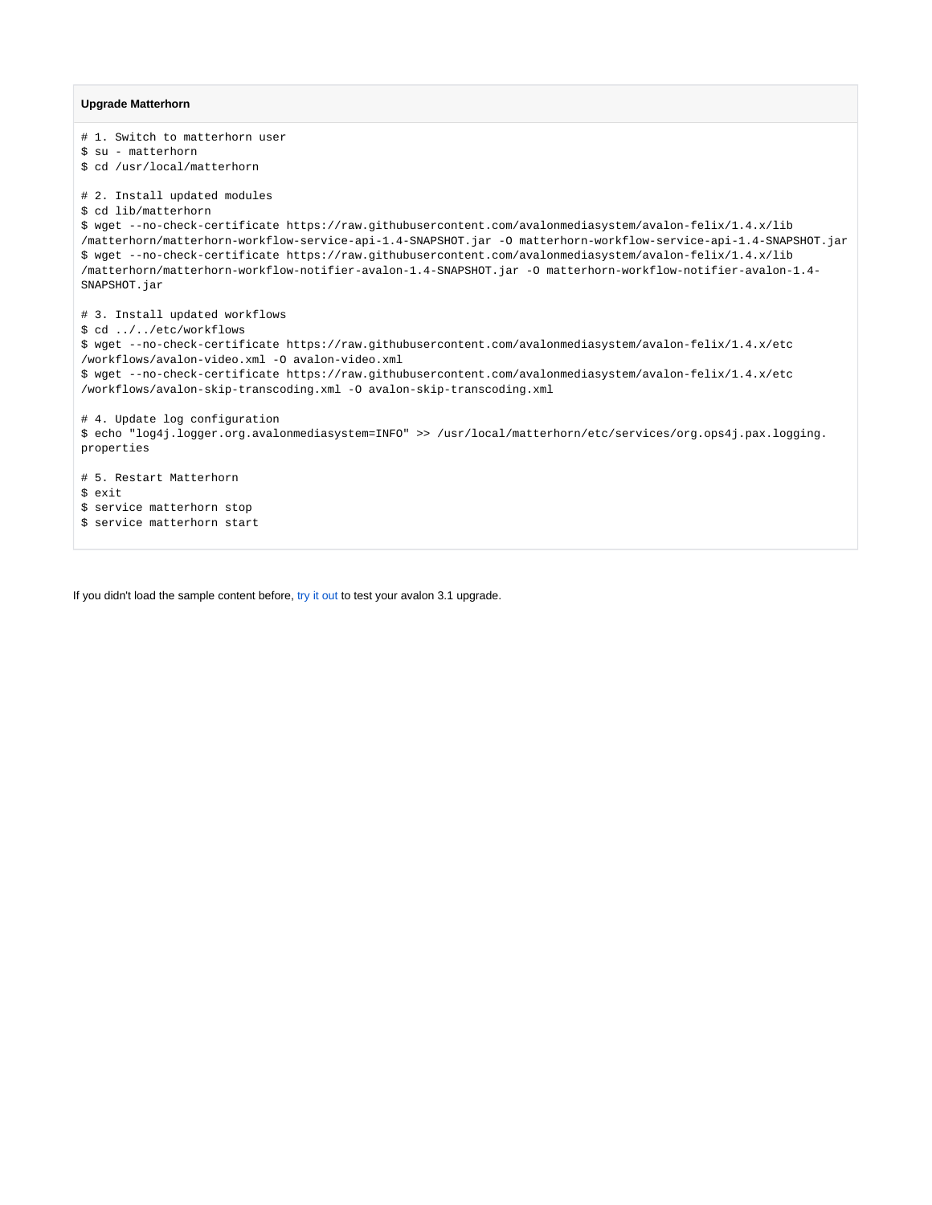**Upgrade Matterhorn**

```
# 1. Switch to matterhorn user
$ su - matterhorn
$ cd /usr/local/matterhorn

# 2. Install updated modules
$ cd lib/matterhorn
$ wget --no-check-certificate https://raw.githubusercontent.com/avalonmediasystem/avalon-felix/1.4.x/lib/matterhorn/matterhorn-workflow-service-api-1.4-SNAPSHOT.jar -O matterhorn-workflow-service-api-1.4-SNAPSHOT.jar
$ wget --no-check-certificate https://raw.githubusercontent.com/avalonmediasystem/avalon-felix/1.4.x/lib/matterhorn/matterhorn-workflow-notifier-avalon-1.4-SNAPSHOT.jar -O matterhorn-workflow-notifier-avalon-1.4-SNAPSHOT.jar

# 3. Install updated workflows
$ cd ../../etc/workflows
$ wget --no-check-certificate https://raw.githubusercontent.com/avalonmediasystem/avalon-felix/1.4.x/etc/workflows/avalon-video.xml -O avalon-video.xml
$ wget --no-check-certificate https://raw.githubusercontent.com/avalonmediasystem/avalon-felix/1.4.x/etc/workflows/avalon-skip-transcoding.xml -O avalon-skip-transcoding.xml

# 4. Update log configuration
$ echo "log4j.logger.org.avalonmediasystem=INFO" >> /usr/local/matterhorn/etc/services/org.ops4j.pax.logging.properties

# 5. Restart Matterhorn
$ exit
$ service matterhorn stop
$ service matterhorn start
```

If you didn't load the sample content before, try it out to test your avalon 3.1 upgrade.